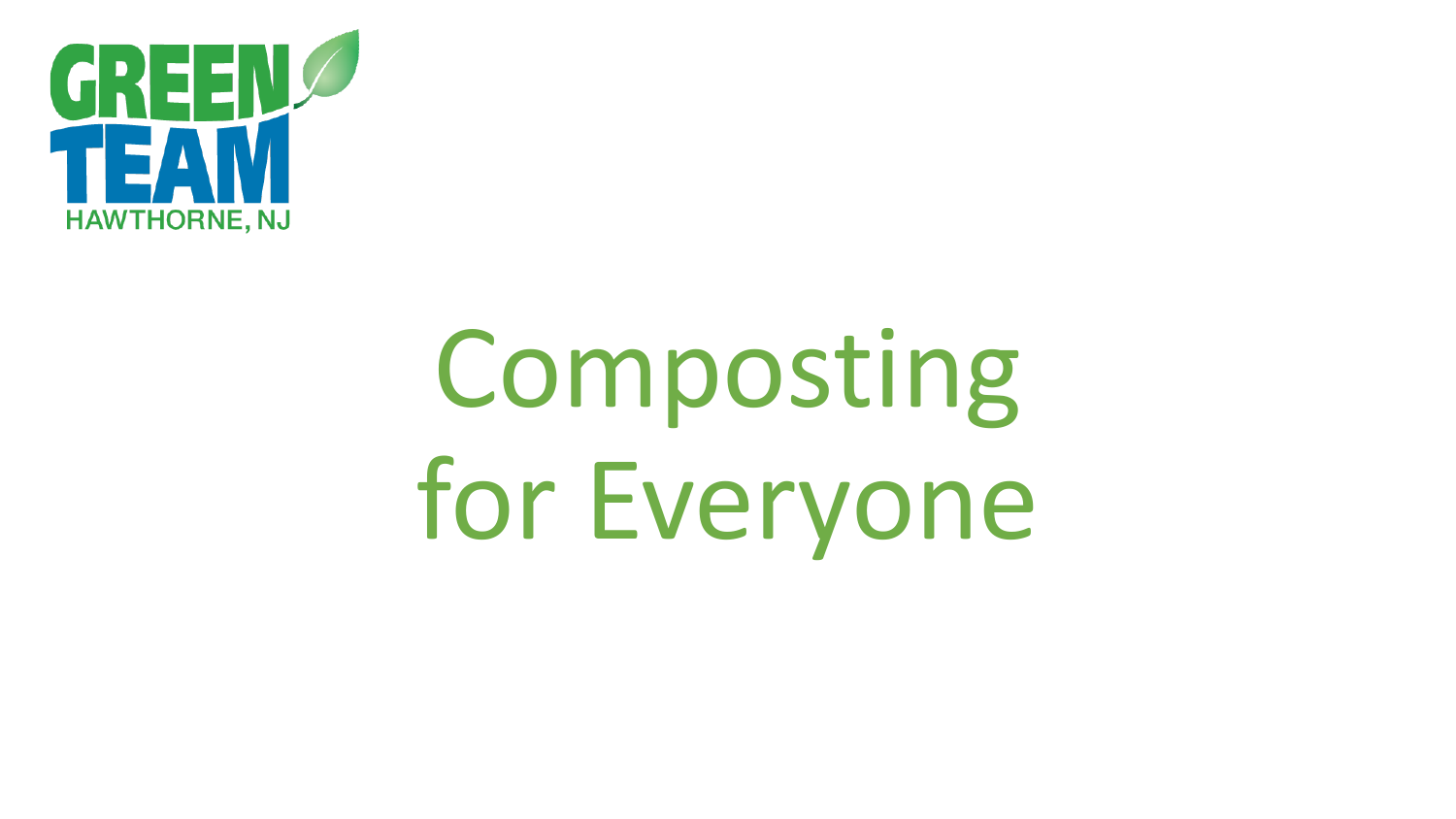GREEN TEAM

HAWTHORNE, NJ

# Composting for Everyone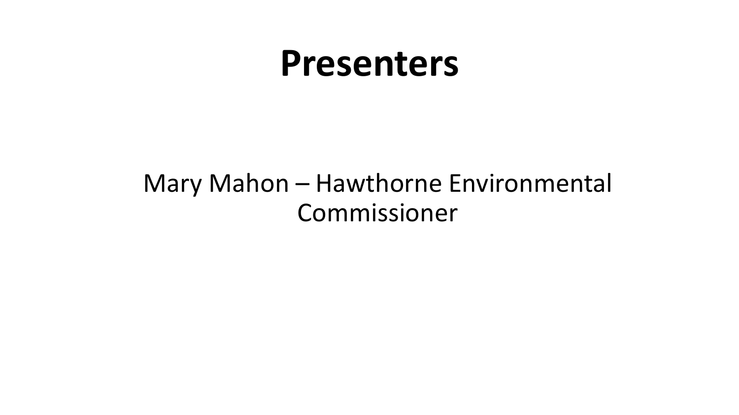# Presenters

Mary Mahon – Hawthorne Environmental Commissioner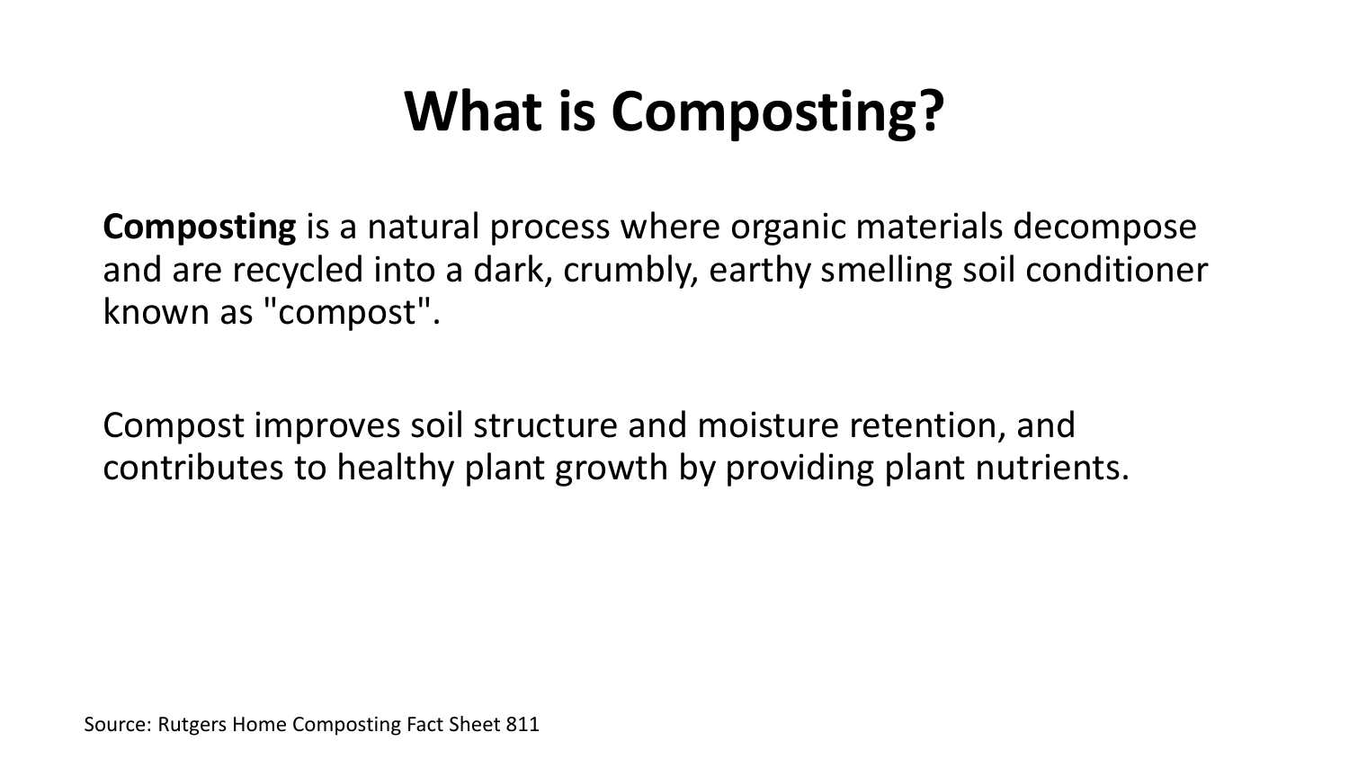# What is Composting?

**Composting** is a natural process where organic materials decompose and are recycled into a dark, crumbly, earthy smelling soil conditioner known as "compost".

Compost improves soil structure and moisture retention, and contributes to healthy plant growth by providing plant nutrients.

Source: Rutgers Home Composting Fact Sheet 811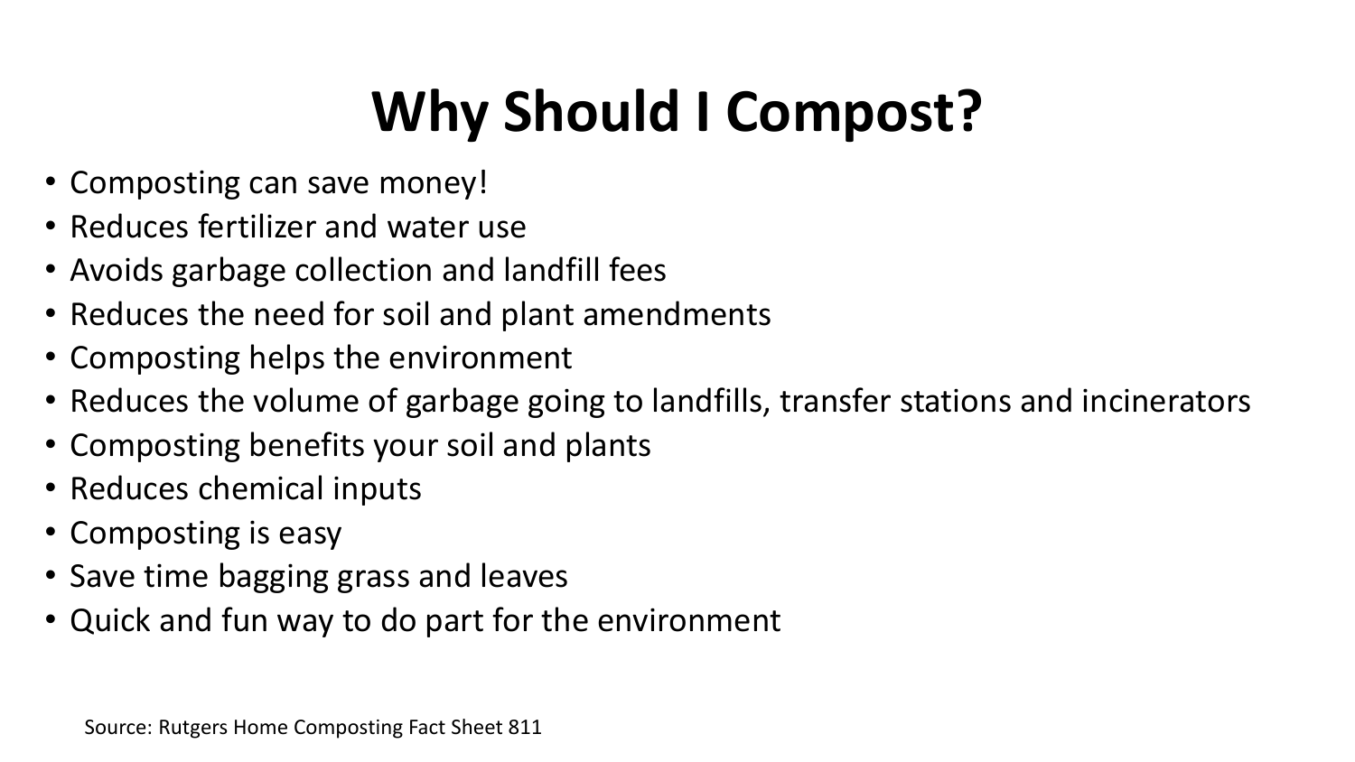# Why Should I Compost?

- Composting can save money!
- Reduces fertilizer and water use
- Avoids garbage collection and landfill fees
- Reduces the need for soil and plant amendments
- Composting helps the environment
- Reduces the volume of garbage going to landfills, transfer stations and incinerators
- Composting benefits your soil and plants
- Reduces chemical inputs
- Composting is easy
- Save time bagging grass and leaves
- Quick and fun way to do part for the environment

Source: Rutgers Home Composting Fact Sheet 811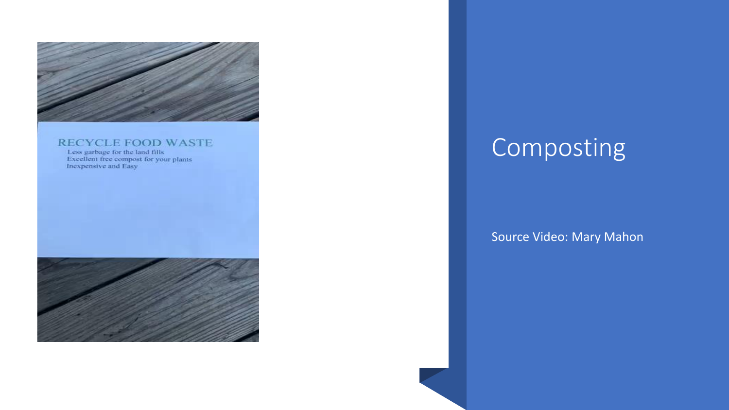RECYCLE FOOD WASTE

Less garbage for the land fills
Excellent free compost for your plants
Inexpensive and Easy

# Composting

Source Video: Mary Mahon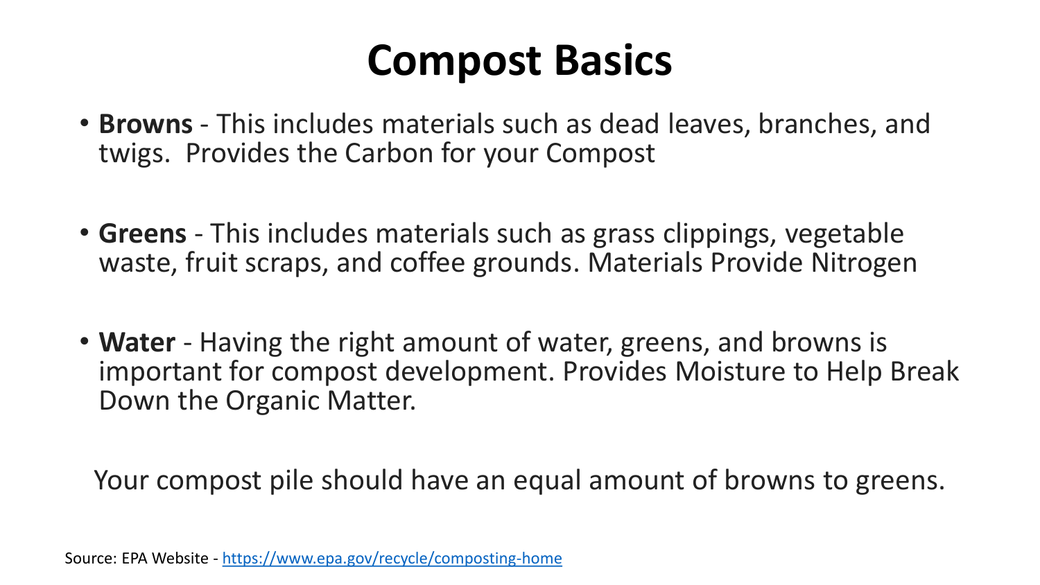# Compost Basics

- **Browns** - This includes materials such as dead leaves, branches, and twigs. Provides the Carbon for your Compost
- **Greens** - This includes materials such as grass clippings, vegetable waste, fruit scraps, and coffee grounds. Materials Provide Nitrogen
- **Water** - Having the right amount of water, greens, and browns is important for compost development. Provides Moisture to Help Break Down the Organic Matter.

Your compost pile should have an equal amount of browns to greens.

Source: EPA Website - [https://www.epa.gov/recycle/composting-home](https://www.epa.gov/recycle/composting-home)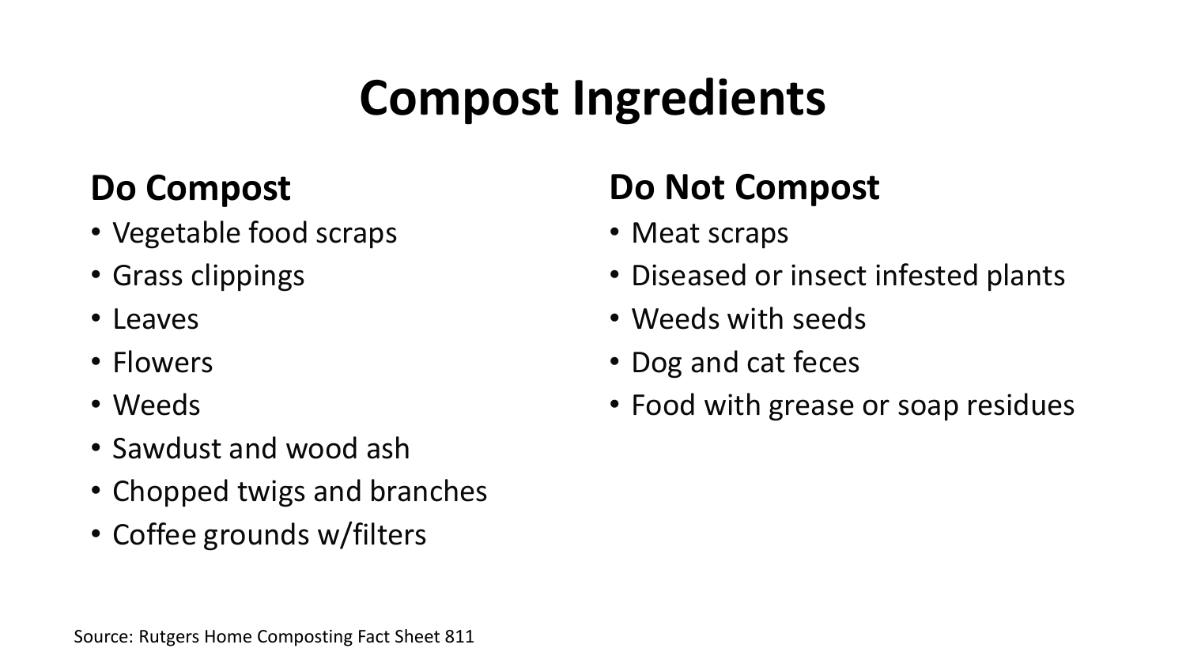# Compost Ingredients

## Do Compost

- Vegetable food scraps
- Grass clippings
- Leaves
- Flowers
- Weeds
- Sawdust and wood ash
- Chopped twigs and branches
- Coffee grounds w/filters

## Do Not Compost

- Meat scraps
- Diseased or insect infested plants
- Weeds with seeds
- Dog and cat feces
- Food with grease or soap residues

Source: Rutgers Home Composting Fact Sheet 811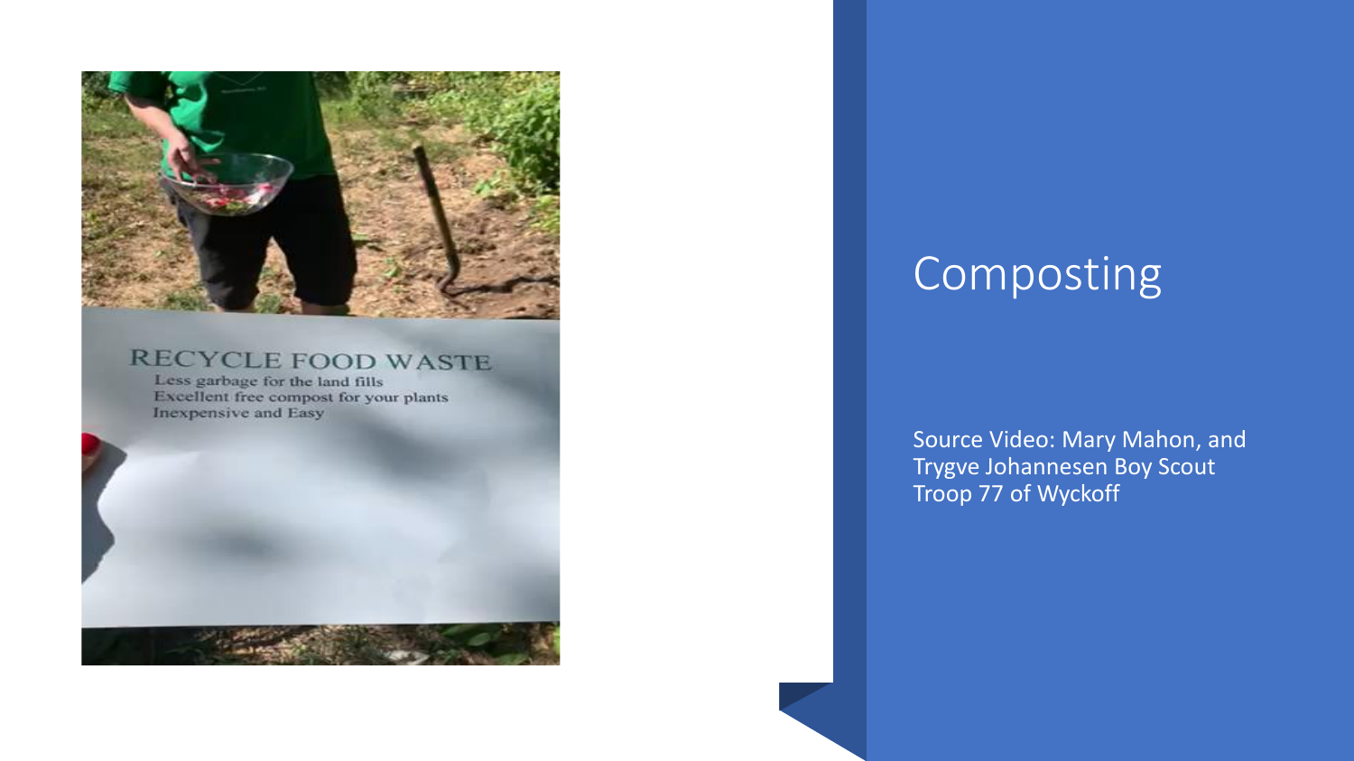# Composting

Source Video: Mary Mahon, and Trygve Johannesen Boy Scout Troop 77 of Wyckoff